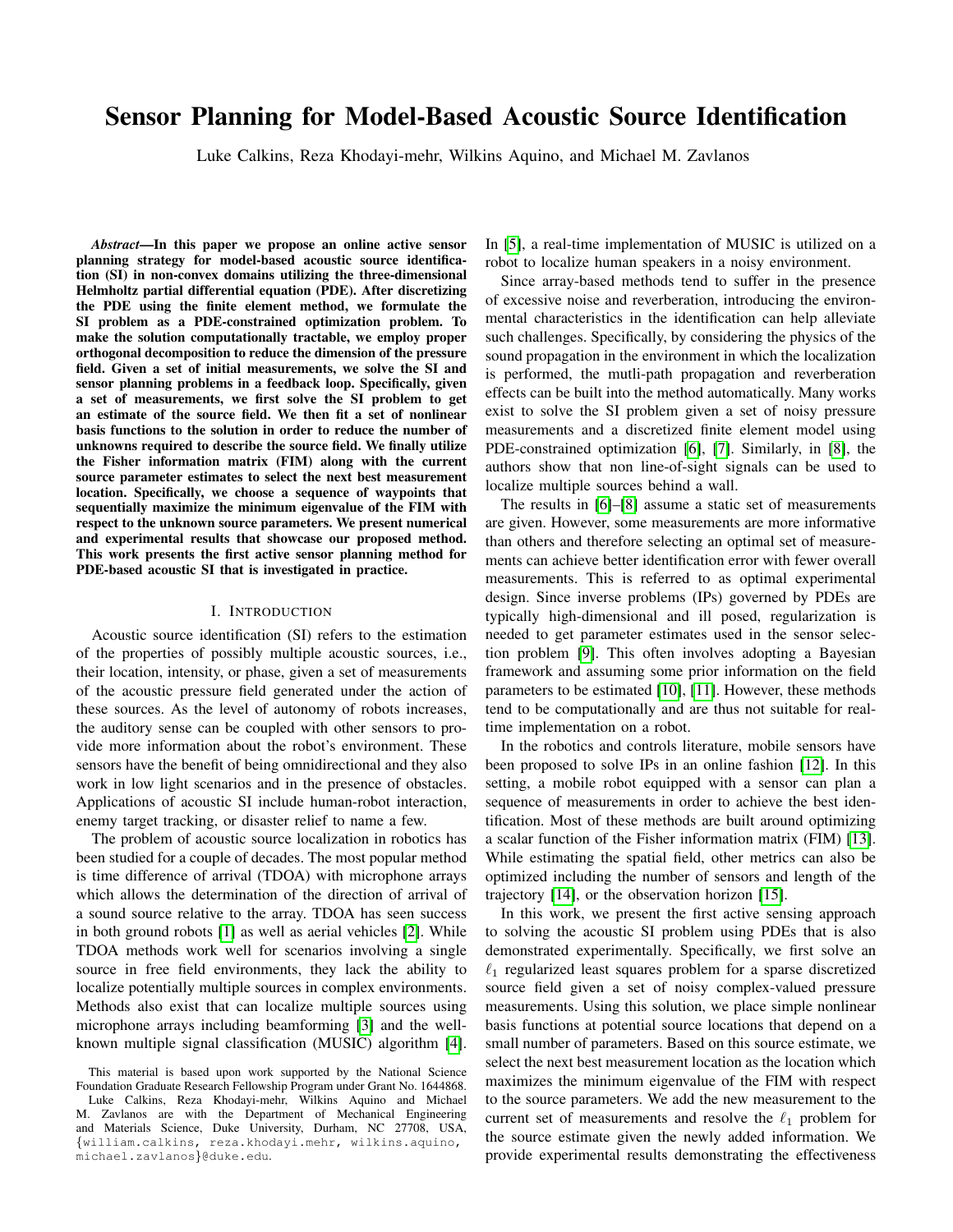# Sensor Planning for Model-Based Acoustic Source Identification

Luke Calkins, Reza Khodayi-mehr, Wilkins Aquino, and Michael M. Zavlanos

***Abstract*—In this paper we propose an online active sensor planning strategy for model-based acoustic source identification (SI) in non-convex domains utilizing the three-dimensional Helmholtz partial differential equation (PDE). After discretizing the PDE using the finite element method, we formulate the SI problem as a PDE-constrained optimization problem. To make the solution computationally tractable, we employ proper orthogonal decomposition to reduce the dimension of the pressure field. Given a set of initial measurements, we solve the SI and sensor planning problems in a feedback loop. Specifically, given a set of measurements, we first solve the SI problem to get an estimate of the source field. We then fit a set of nonlinear basis functions to the solution in order to reduce the number of unknowns required to describe the source field. We finally utilize the Fisher information matrix (FIM) along with the current source parameter estimates to select the next best measurement location. Specifically, we choose a sequence of waypoints that sequentially maximize the minimum eigenvalue of the FIM with respect to the unknown source parameters. We present numerical and experimental results that showcase our proposed method. This work presents the first active sensor planning method for PDE-based acoustic SI that is investigated in practice.**

## I. Introduction

Acoustic source identification (SI) refers to the estimation of the properties of possibly multiple acoustic sources, i.e., their location, intensity, or phase, given a set of measurements of the acoustic pressure field generated under the action of these sources. As the level of autonomy of robots increases, the auditory sense can be coupled with other sensors to provide more information about the robot's environment. These sensors have the benefit of being omnidirectional and they also work in low light scenarios and in the presence of obstacles. Applications of acoustic SI include human-robot interaction, enemy target tracking, or disaster relief to name a few.

The problem of acoustic source localization in robotics has been studied for a couple of decades. The most popular method is time difference of arrival (TDOA) with microphone arrays which allows the determination of the direction of arrival of a sound source relative to the array. TDOA has seen success in both ground robots [1] as well as aerial vehicles [2]. While TDOA methods work well for scenarios involving a single source in free field environments, they lack the ability to localize potentially multiple sources in complex environments. Methods also exist that can localize multiple sources using microphone arrays including beamforming [3] and the well-known multiple signal classification (MUSIC) algorithm [4]. In [5], a real-time implementation of MUSIC is utilized on a robot to localize human speakers in a noisy environment.

Since array-based methods tend to suffer in the presence of excessive noise and reverberation, introducing the environmental characteristics in the identification can help alleviate such challenges. Specifically, by considering the physics of the sound propagation in the environment in which the localization is performed, the mutli-path propagation and reverberation effects can be built into the method automatically. Many works exist to solve the SI problem given a set of noisy pressure measurements and a discretized finite element model using PDE-constrained optimization [6], [7]. Similarly, in [8], the authors show that non line-of-sight signals can be used to localize multiple sources behind a wall.

The results in [6]–[8] assume a static set of measurements are given. However, some measurements are more informative than others and therefore selecting an optimal set of measurements can achieve better identification error with fewer overall measurements. This is referred to as optimal experimental design. Since inverse problems (IPs) governed by PDEs are typically high-dimensional and ill posed, regularization is needed to get parameter estimates used in the sensor selection problem [9]. This often involves adopting a Bayesian framework and assuming some prior information on the field parameters to be estimated [10], [11]. However, these methods tend to be computationally and are thus not suitable for real-time implementation on a robot.

In the robotics and controls literature, mobile sensors have been proposed to solve IPs in an online fashion [12]. In this setting, a mobile robot equipped with a sensor can plan a sequence of measurements in order to achieve the best identification. Most of these methods are built around optimizing a scalar function of the Fisher information matrix (FIM) [13]. While estimating the spatial field, other metrics can also be optimized including the number of sensors and length of the trajectory [14], or the observation horizon [15].

In this work, we present the first active sensing approach to solving the acoustic SI problem using PDEs that is also demonstrated experimentally. Specifically, we first solve an $\ell_1$ regularized least squares problem for a sparse discretized source field given a set of noisy complex-valued pressure measurements. Using this solution, we place simple nonlinear basis functions at potential source locations that depend on a small number of parameters. Based on this source estimate, we select the next best measurement location as the location which maximizes the minimum eigenvalue of the FIM with respect to the source parameters. We add the new measurement to the current set of measurements and resolve the $\ell_1$ problem for the source estimate given the newly added information. We provide experimental results demonstrating the effectiveness

This material is based upon work supported by the National Science Foundation Graduate Research Fellowship Program under Grant No. 1644868.

Luke Calkins, Reza Khodayi-mehr, Wilkins Aquino and Michael M. Zavlanos are with the Department of Mechanical Engineering and Materials Science, Duke University, Durham, NC 27708, USA, {william.calkins, reza.khodayi.mehr, wilkins.aquino, michael.zavlanos}@duke.edu.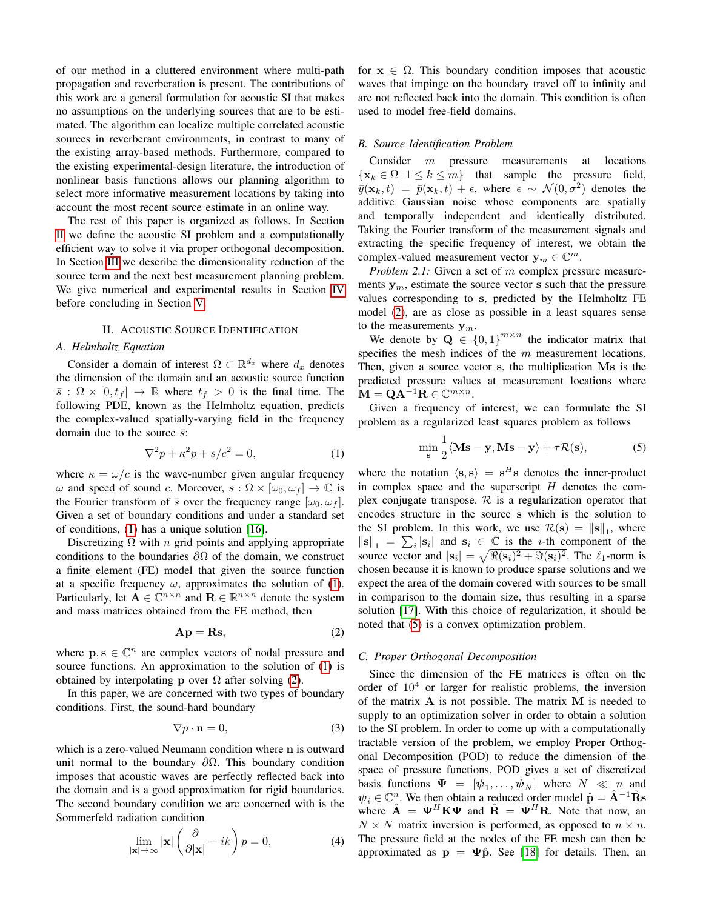of our method in a cluttered environment where multi-path propagation and reverberation is present. The contributions of this work are a general formulation for acoustic SI that makes no assumptions on the underlying sources that are to be estimated. The algorithm can localize multiple correlated acoustic sources in reverberant environments, in contrast to many of the existing array-based methods. Furthermore, compared to the existing experimental-design literature, the introduction of nonlinear basis functions allows our planning algorithm to select more informative measurement locations by taking into account the most recent source estimate in an online way.

The rest of this paper is organized as follows. In Section II we define the acoustic SI problem and a computationally efficient way to solve it via proper orthogonal decomposition. In Section III we describe the dimensionality reduction of the source term and the next best measurement planning problem. We give numerical and experimental results in Section IV before concluding in Section V.

## II. Acoustic Source Identification

### A. Helmholtz Equation

Consider a domain of interest $\Omega \subset \mathbb{R}^{d_x}$ where $d_x$ denotes the dimension of the domain and an acoustic source function $\bar{s} : \Omega \times [0, t_f] \rightarrow \mathbb{R}$ where $t_f > 0$ is the final time. The following PDE, known as the Helmholtz equation, predicts the complex-valued spatially-varying field in the frequency domain due to the source $\bar{s}$:

$$\nabla^2 p + \kappa^2 p + s/c^2 = 0, \tag{1}$$

where $\kappa = \omega/c$ is the wave-number given angular frequency $\omega$ and speed of sound $c$. Moreover, $s : \Omega \times [\omega_0, \omega_f] \rightarrow \mathbb{C}$ is the Fourier transform of $\bar{s}$ over the frequency range $[\omega_0, \omega_f]$. Given a set of boundary conditions and under a standard set of conditions, (1) has a unique solution [16].

Discretizing $\Omega$ with $n$ grid points and applying appropriate conditions to the boundaries $\partial\Omega$ of the domain, we construct a finite element (FE) model that given the source function at a specific frequency $\omega$, approximates the solution of (1). Particularly, let $\mathbf{A} \in \mathbb{C}^{n\times n}$ and $\mathbf{R} \in \mathbb{R}^{n\times n}$ denote the system and mass matrices obtained from the FE method, then

$$\mathbf{A}\mathbf{p} = \mathbf{R}\mathbf{s}, \tag{2}$$

where $\mathbf{p}, \mathbf{s} \in \mathbb{C}^n$ are complex vectors of nodal pressure and source functions. An approximation to the solution of (1) is obtained by interpolating $\mathbf{p}$ over $\Omega$ after solving (2).

In this paper, we are concerned with two types of boundary conditions. First, the sound-hard boundary

$$\nabla p \cdot \mathbf{n} = 0, \tag{3}$$

which is a zero-valued Neumann condition where $\mathbf{n}$ is outward unit normal to the boundary $\partial\Omega$. This boundary condition imposes that acoustic waves are perfectly reflected back into the domain and is a good approximation for rigid boundaries. The second boundary condition we are concerned with is the Sommerfeld radiation condition

$$\lim_{|\mathbf{x}|\to\infty} |\mathbf{x}| \left( \frac{\partial}{\partial |\mathbf{x}|} - ik \right) p = 0, \tag{4}$$

for $\mathbf{x} \in \Omega$. This boundary condition imposes that acoustic waves that impinge on the boundary travel off to infinity and are not reflected back into the domain. This condition is often used to model free-field domains.

### B. Source Identification Problem

Consider $m$ pressure measurements at locations $\{\mathbf{x}_k \in \Omega \,|\, 1 \leq k \leq m\}$ that sample the pressure field, $\bar{y}(\mathbf{x}_k, t) = \bar{p}(\mathbf{x}_k, t) + \epsilon$, where $\epsilon \sim \mathcal{N}(0, \sigma^2)$ denotes the additive Gaussian noise whose components are spatially and temporally independent and identically distributed. Taking the Fourier transform of the measurement signals and extracting the specific frequency of interest, we obtain the complex-valued measurement vector $\mathbf{y}_m \in \mathbb{C}^m$.

*Problem 2.1:* Given a set of $m$ complex pressure measurements $\mathbf{y}_m$, estimate the source vector $\mathbf{s}$ such that the pressure values corresponding to $\mathbf{s}$, predicted by the Helmholtz FE model (2), are as close as possible in a least squares sense to the measurements $\mathbf{y}_m$.

We denote by $\mathbf{Q} \in \{0, 1\}^{m\times n}$ the indicator matrix that specifies the mesh indices of the $m$ measurement locations. Then, given a source vector $\mathbf{s}$, the multiplication $\mathbf{M}\mathbf{s}$ is the predicted pressure values at measurement locations where $\mathbf{M} = \mathbf{Q}\mathbf{A}^{-1}\mathbf{R} \in \mathbb{C}^{m\times n}$.

Given a frequency of interest, we can formulate the SI problem as a regularized least squares problem as follows

$$\min_{\mathbf{s}} \frac{1}{2} \langle \mathbf{M}\mathbf{s} - \mathbf{y}, \mathbf{M}\mathbf{s} - \mathbf{y} \rangle + \tau \mathcal{R}(\mathbf{s}), \tag{5}$$

where the notation $\langle \mathbf{s}, \mathbf{s} \rangle = \mathbf{s}^H \mathbf{s}$ denotes the inner-product in complex space and the superscript $H$ denotes the complex conjugate transpose. $\mathcal{R}$ is a regularization operator that encodes structure in the source $\mathbf{s}$ which is the solution to the SI problem. In this work, we use $\mathcal{R}(\mathbf{s}) = \|\mathbf{s}\|_1$, where $\|\mathbf{s}\|_1 = \sum_i |\mathbf{s}_i|$ and $\mathbf{s}_i \in \mathbb{C}$ is the $i$-th component of the source vector and $|\mathbf{s}_i| = \sqrt{\Re(\mathbf{s}_i)^2 + \Im(\mathbf{s}_i)^2}$. The $\ell_1$-norm is chosen because it is known to produce sparse solutions and we expect the area of the domain covered with sources to be small in comparison to the domain size, thus resulting in a sparse solution [17]. With this choice of regularization, it should be noted that (5) is a convex optimization problem.

### C. Proper Orthogonal Decomposition

Since the dimension of the FE matrices is often on the order of $10^4$ or larger for realistic problems, the inversion of the matrix $\mathbf{A}$ is not possible. The matrix $\mathbf{M}$ is needed to supply to an optimization solver in order to obtain a solution to the SI problem. In order to come up with a computationally tractable version of the problem, we employ Proper Orthogonal Decomposition (POD) to reduce the dimension of the space of pressure functions. POD gives a set of discretized basis functions $\boldsymbol{\Psi} = [\boldsymbol{\psi}_1, \ldots, \boldsymbol{\psi}_N]$ where $N \ll n$ and $\boldsymbol{\psi}_i \in \mathbb{C}^n$. We then obtain a reduced order model $\hat{\mathbf{p}} = \hat{\mathbf{A}}^{-1}\hat{\mathbf{R}}\mathbf{s}$ where $\hat{\mathbf{A}} = \boldsymbol{\Psi}^H \mathbf{K} \boldsymbol{\Psi}$ and $\hat{\mathbf{R}} = \boldsymbol{\Psi}^H \mathbf{R}$. Note that now, an $N \times N$ matrix inversion is performed, as opposed to $n \times n$. The pressure field at the nodes of the FE mesh can then be approximated as $\mathbf{p} = \boldsymbol{\Psi}\hat{\mathbf{p}}$. See [18] for details. Then, an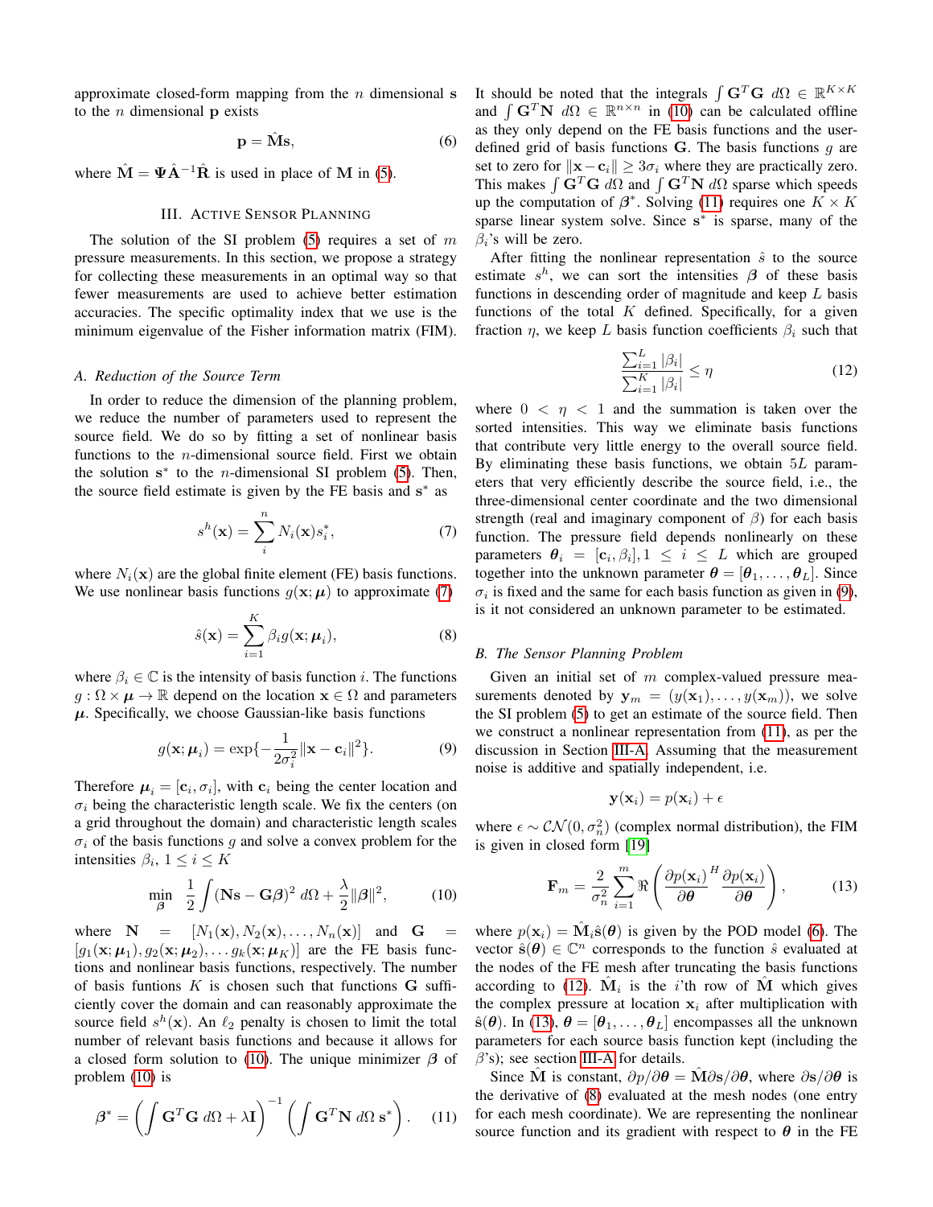approximate closed-form mapping from the $n$ dimensional $\mathbf{s}$ to the $n$ dimensional $\mathbf{p}$ exists

$$\mathbf{p} = \hat{\mathbf{M}}\mathbf{s}, \tag{6}$$

where $\hat{\mathbf{M}} = \mathbf{\Psi}\hat{\mathbf{A}}^{-1}\hat{\mathbf{R}}$ is used in place of $\mathbf{M}$ in (5).

## III. Active Sensor Planning

The solution of the SI problem (5) requires a set of $m$ pressure measurements. In this section, we propose a strategy for collecting these measurements in an optimal way so that fewer measurements are used to achieve better estimation accuracies. The specific optimality index that we use is the minimum eigenvalue of the Fisher information matrix (FIM).

### A. Reduction of the Source Term

In order to reduce the dimension of the planning problem, we reduce the number of parameters used to represent the source field. We do so by fitting a set of nonlinear basis functions to the $n$-dimensional source field. First we obtain the solution $\mathbf{s}^*$ to the $n$-dimensional SI problem (5). Then, the source field estimate is given by the FE basis and $\mathbf{s}^*$ as

$$s^h(\mathbf{x}) = \sum_{i}^{n} N_i(\mathbf{x}) s_i^*, \tag{7}$$

where $N_i(\mathbf{x})$ are the global finite element (FE) basis functions. We use nonlinear basis functions $g(\mathbf{x};\boldsymbol{\mu})$ to approximate (7)

$$\hat{s}(\mathbf{x}) = \sum_{i=1}^{K} \beta_i g(\mathbf{x};\boldsymbol{\mu}_i), \tag{8}$$

where $\beta_i \in \mathbb{C}$ is the intensity of basis function $i$. The functions $g : \Omega \times \boldsymbol{\mu} \to \mathbb{R}$ depend on the location $\mathbf{x} \in \Omega$ and parameters $\boldsymbol{\mu}$. Specifically, we choose Gaussian-like basis functions

$$g(\mathbf{x};\boldsymbol{\mu}_i) = \exp\{-\frac{1}{2\sigma_i^2}\|\mathbf{x} - \mathbf{c}_i\|^2\}. \tag{9}$$

Therefore $\boldsymbol{\mu}_i = [\mathbf{c}_i, \sigma_i]$, with $\mathbf{c}_i$ being the center location and $\sigma_i$ being the characteristic length scale. We fix the centers (on a grid throughout the domain) and characteristic length scales $\sigma_i$ of the basis functions $g$ and solve a convex problem for the intensities $\beta_i$, $1 \le i \le K$

$$\min_{\boldsymbol{\beta}} \ \frac{1}{2}\int (\mathbf{N}\mathbf{s} - \mathbf{G}\boldsymbol{\beta})^2 \, d\Omega + \frac{\lambda}{2}\|\boldsymbol{\beta}\|^2, \tag{10}$$

where $\mathbf{N} = [N_1(\mathbf{x}), N_2(\mathbf{x}), \ldots, N_n(\mathbf{x})]$ and $\mathbf{G} = [g_1(\mathbf{x};\boldsymbol{\mu}_1), g_2(\mathbf{x};\boldsymbol{\mu}_2), \ldots g_k(\mathbf{x};\boldsymbol{\mu}_K)]$ are the FE basis functions and nonlinear basis functions, respectively. The number of basis funtions $K$ is chosen such that functions $\mathbf{G}$ sufficiently cover the domain and can reasonably approximate the source field $s^h(\mathbf{x})$. An $\ell_2$ penalty is chosen to limit the total number of relevant basis functions and because it allows for a closed form solution to (10). The unique minimizer $\boldsymbol{\beta}$ of problem (10) is

$$\boldsymbol{\beta}^* = \left(\int \mathbf{G}^T\mathbf{G} \, d\Omega + \lambda \mathbf{I}\right)^{-1} \left(\int \mathbf{G}^T\mathbf{N} \, d\Omega \; \mathbf{s}^*\right). \tag{11}$$

It should be noted that the integrals $\int \mathbf{G}^T\mathbf{G} \, d\Omega \in \mathbb{R}^{K\times K}$ and $\int \mathbf{G}^T\mathbf{N} \, d\Omega \in \mathbb{R}^{n\times n}$ in (10) can be calculated offline as they only depend on the FE basis functions and the user-defined grid of basis functions $\mathbf{G}$. The basis functions $g$ are set to zero for $\|\mathbf{x} - \mathbf{c}_i\| \ge 3\sigma_i$ where they are practically zero. This makes $\int \mathbf{G}^T\mathbf{G} \, d\Omega$ and $\int \mathbf{G}^T\mathbf{N} \, d\Omega$ sparse which speeds up the computation of $\boldsymbol{\beta}^*$. Solving (11) requires one $K \times K$ sparse linear system solve. Since $\mathbf{s}^*$ is sparse, many of the $\beta_i$'s will be zero.

After fitting the nonlinear representation $\hat{s}$ to the source estimate $s^h$, we can sort the intensities $\boldsymbol{\beta}$ of these basis functions in descending order of magnitude and keep $L$ basis functions of the total $K$ defined. Specifically, for a given fraction $\eta$, we keep $L$ basis function coefficients $\beta_i$ such that

$$\frac{\sum_{i=1}^{L} |\beta_i|}{\sum_{i=1}^{K} |\beta_i|} \le \eta \tag{12}$$

where $0 < \eta < 1$ and the summation is taken over the sorted intensities. This way we eliminate basis functions that contribute very little energy to the overall source field. By eliminating these basis functions, we obtain $5L$ parameters that very efficiently describe the source field, i.e., the three-dimensional center coordinate and the two dimensional strength (real and imaginary component of $\beta$) for each basis function. The pressure field depends nonlinearly on these parameters $\boldsymbol{\theta}_i = [\mathbf{c}_i, \beta_i], 1 \le i \le L$ which are grouped together into the unknown parameter $\boldsymbol{\theta} = [\boldsymbol{\theta}_1, \ldots, \boldsymbol{\theta}_L]$. Since $\sigma_i$ is fixed and the same for each basis function as given in (9), is it not considered an unknown parameter to be estimated.

### B. The Sensor Planning Problem

Given an initial set of $m$ complex-valued pressure measurements denoted by $\mathbf{y}_m = (y(\mathbf{x}_1), \ldots, y(\mathbf{x}_m))$, we solve the SI problem (5) to get an estimate of the source field. Then we construct a nonlinear representation from (11), as per the discussion in Section III-A. Assuming that the measurement noise is additive and spatially independent, i.e.

$$\mathbf{y}(\mathbf{x}_i) = p(\mathbf{x}_i) + \epsilon$$

where $\epsilon \sim \mathcal{CN}(0, \sigma_n^2)$ (complex normal distribution), the FIM is given in closed form [19]

$$\mathbf{F}_m = \frac{2}{\sigma_n^2}\sum_{i=1}^{m} \Re\left(\frac{\partial p(\mathbf{x}_i)}{\partial \boldsymbol{\theta}}^H \frac{\partial p(\mathbf{x}_i)}{\partial \boldsymbol{\theta}}\right), \tag{13}$$

where $p(\mathbf{x}_i) = \hat{\mathbf{M}}_i \hat{\mathbf{s}}(\boldsymbol{\theta})$ is given by the POD model (6). The vector $\hat{\mathbf{s}}(\boldsymbol{\theta}) \in \mathbb{C}^n$ corresponds to the function $\hat{s}$ evaluated at the nodes of the FE mesh after truncating the basis functions according to (12). $\hat{\mathbf{M}}_i$ is the $i$'th row of $\hat{\mathbf{M}}$ which gives the complex pressure at location $\mathbf{x}_i$ after multiplication with $\hat{\mathbf{s}}(\boldsymbol{\theta})$. In (13), $\boldsymbol{\theta} = [\boldsymbol{\theta}_1, \ldots, \boldsymbol{\theta}_L]$ encompasses all the unknown parameters for each source basis function kept (including the $\beta$'s); see section III-A for details.

Since $\hat{\mathbf{M}}$ is constant, $\partial p / \partial \boldsymbol{\theta} = \hat{\mathbf{M}} \partial \mathbf{s} / \partial \boldsymbol{\theta}$, where $\partial \mathbf{s} / \partial \boldsymbol{\theta}$ is the derivative of (8) evaluated at the mesh nodes (one entry for each mesh coordinate). We are representing the nonlinear source function and its gradient with respect to $\boldsymbol{\theta}$ in the FE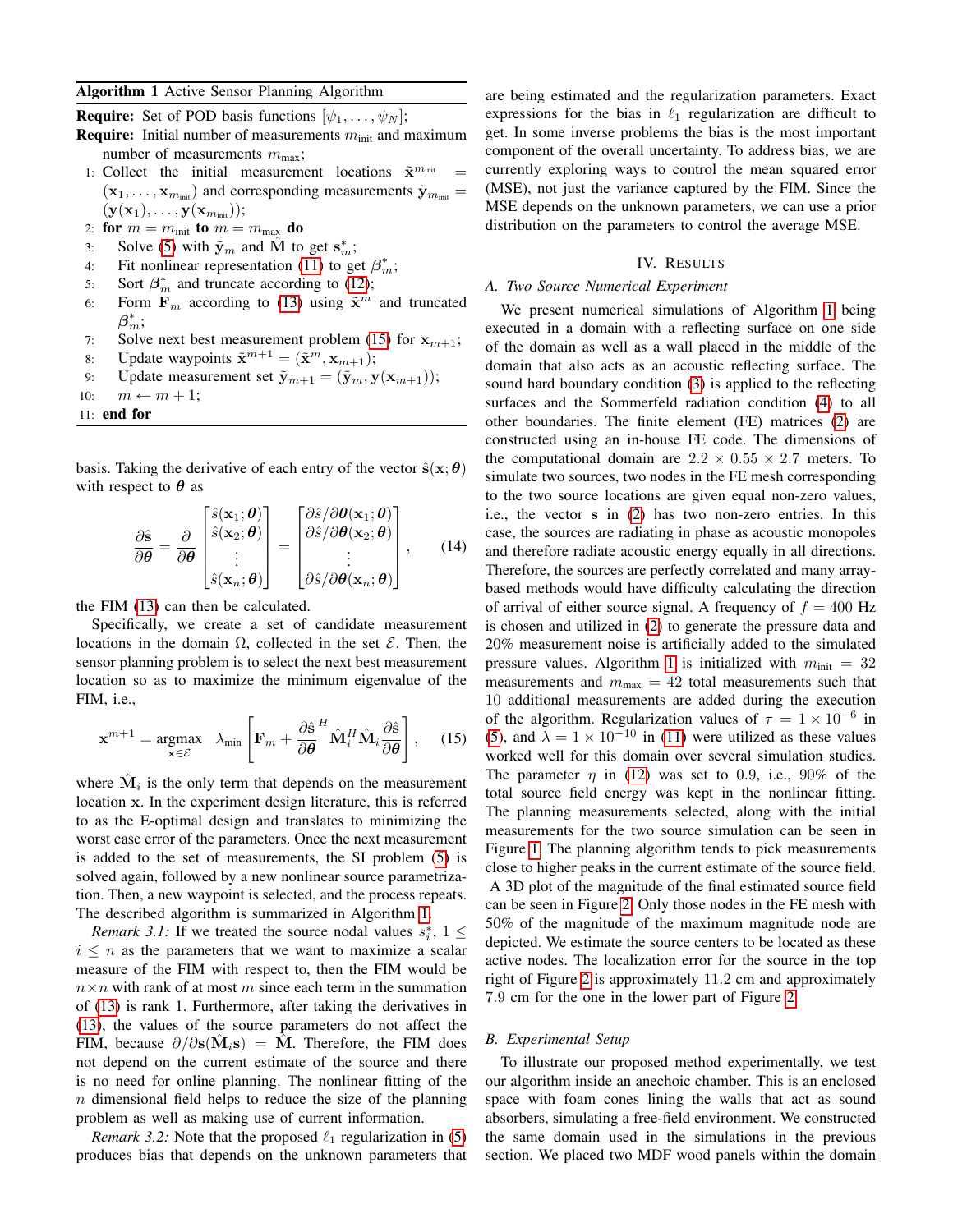**Algorithm 1** Active Sensor Planning Algorithm

**Require:** Set of POD basis functions $[\psi_1, \ldots, \psi_N]$;

**Require:** Initial number of measurements $m_{\text{init}}$ and maximum number of measurements $m_{\text{max}}$;

1: Collect the initial measurement locations $\tilde{\mathbf{x}}^{m_{\text{init}}} = (\mathbf{x}_1, \ldots, \mathbf{x}_{m_{\text{init}}})$ and corresponding measurements $\tilde{\mathbf{y}}_{m_{\text{init}}} = (\mathbf{y}(\mathbf{x}_1), \ldots, \mathbf{y}(\mathbf{x}_{m_{\text{init}}}))$;

2: **for** $m = m_{\text{init}}$ **to** $m = m_{\text{max}}$ **do**

3: Solve (5) with $\tilde{\mathbf{y}}_m$ and $\hat{\mathbf{M}}$ to get $\mathbf{s}_m^*$;

4: Fit nonlinear representation (11) to get $\boldsymbol{\beta}_m^*$;

5: Sort $\boldsymbol{\beta}_m^*$ and truncate according to (12);

6: Form $\mathbf{F}_m$ according to (13) using $\tilde{\mathbf{x}}^m$ and truncated $\boldsymbol{\beta}_m^*$;

7: Solve next best measurement problem (15) for $\mathbf{x}_{m+1}$;

8: Update waypoints $\tilde{\mathbf{x}}^{m+1} = (\tilde{\mathbf{x}}^m, \mathbf{x}_{m+1})$;

9: Update measurement set $\tilde{\mathbf{y}}_{m+1} = (\tilde{\mathbf{y}}_m, \mathbf{y}(\mathbf{x}_{m+1}))$;

10: $m \leftarrow m + 1$;

11: **end for**

basis. Taking the derivative of each entry of the vector $\hat{\mathbf{s}}(\mathbf{x}; \boldsymbol{\theta})$ with respect to $\boldsymbol{\theta}$ as

$$\frac{\partial \hat{\mathbf{s}}}{\partial \boldsymbol{\theta}} = \frac{\partial}{\partial \boldsymbol{\theta}} \begin{bmatrix} \hat{s}(\mathbf{x}_1; \boldsymbol{\theta}) \\ \hat{s}(\mathbf{x}_2; \boldsymbol{\theta}) \\ \vdots \\ \hat{s}(\mathbf{x}_n; \boldsymbol{\theta}) \end{bmatrix} = \begin{bmatrix} \partial \hat{s}/\partial \boldsymbol{\theta}(\mathbf{x}_1; \boldsymbol{\theta}) \\ \partial \hat{s}/\partial \boldsymbol{\theta}(\mathbf{x}_2; \boldsymbol{\theta}) \\ \vdots \\ \partial \hat{s}/\partial \boldsymbol{\theta}(\mathbf{x}_n; \boldsymbol{\theta}) \end{bmatrix}, \quad (14)$$

the FIM (13) can then be calculated.

Specifically, we create a set of candidate measurement locations in the domain $\Omega$, collected in the set $\mathcal{E}$. Then, the sensor planning problem is to select the next best measurement location so as to maximize the minimum eigenvalue of the FIM, i.e.,

$$\mathbf{x}^{m+1} = \underset{\mathbf{x} \in \mathcal{E}}{\operatorname{argmax}} \quad \lambda_{\min} \left[ \mathbf{F}_m + \frac{\partial \hat{\mathbf{s}}}{\partial \boldsymbol{\theta}}^H \hat{\mathbf{M}}_i^H \hat{\mathbf{M}}_i \frac{\partial \hat{\mathbf{s}}}{\partial \boldsymbol{\theta}} \right], \quad (15)$$

where $\hat{\mathbf{M}}_i$ is the only term that depends on the measurement location $\mathbf{x}$. In the experiment design literature, this is referred to as the E-optimal design and translates to minimizing the worst case error of the parameters. Once the next measurement is added to the set of measurements, the SI problem (5) is solved again, followed by a new nonlinear source parametrization. Then, a new waypoint is selected, and the process repeats. The described algorithm is summarized in Algorithm 1.

*Remark 3.1:* If we treated the source nodal values $s_i^*$, $1 \leq i \leq n$ as the parameters that we want to maximize a scalar measure of the FIM with respect to, then the FIM would be $n \times n$ with rank of at most $m$ since each term in the summation of (13) is rank 1. Furthermore, after taking the derivatives in (13), the values of the source parameters do not affect the FIM, because $\partial/\partial \mathbf{s}(\hat{\mathbf{M}}_i \mathbf{s}) = \hat{\mathbf{M}}$. Therefore, the FIM does not depend on the current estimate of the source and there is no need for online planning. The nonlinear fitting of the $n$ dimensional field helps to reduce the size of the planning problem as well as making use of current information.

*Remark 3.2:* Note that the proposed $\ell_1$ regularization in (5) produces bias that depends on the unknown parameters that are being estimated and the regularization parameters. Exact expressions for the bias in $\ell_1$ regularization are difficult to get. In some inverse problems the bias is the most important component of the overall uncertainty. To address bias, we are currently exploring ways to control the mean squared error (MSE), not just the variance captured by the FIM. Since the MSE depends on the unknown parameters, we can use a prior distribution on the parameters to control the average MSE.

## IV. Results

### A. Two Source Numerical Experiment

We present numerical simulations of Algorithm 1 being executed in a domain with a reflecting surface on one side of the domain as well as a wall placed in the middle of the domain that also acts as an acoustic reflecting surface. The sound hard boundary condition (3) is applied to the reflecting surfaces and the Sommerfeld radiation condition (4) to all other boundaries. The finite element (FE) matrices (2) are constructed using an in-house FE code. The dimensions of the computational domain are $2.2 \times 0.55 \times 2.7$ meters. To simulate two sources, two nodes in the FE mesh corresponding to the two source locations are given equal non-zero values, i.e., the vector $\mathbf{s}$ in (2) has two non-zero entries. In this case, the sources are radiating in phase as acoustic monopoles and therefore radiate acoustic energy equally in all directions. Therefore, the sources are perfectly correlated and many array-based methods would have difficulty calculating the direction of arrival of either source signal. A frequency of $f = 400$ Hz is chosen and utilized in (2) to generate the pressure data and 20% measurement noise is artificially added to the simulated pressure values. Algorithm 1 is initialized with $m_{\text{init}} = 32$ measurements and $m_{\text{max}} = 42$ total measurements such that 10 additional measurements are added during the execution of the algorithm. Regularization values of $\tau = 1 \times 10^{-6}$ in (5), and $\lambda = 1 \times 10^{-10}$ in (11) were utilized as these values worked well for this domain over several simulation studies. The parameter $\eta$ in (12) was set to 0.9, i.e., 90% of the total source field energy was kept in the nonlinear fitting. The planning measurements selected, along with the initial measurements for the two source simulation can be seen in Figure 1. The planning algorithm tends to pick measurements close to higher peaks in the current estimate of the source field. A 3D plot of the magnitude of the final estimated source field can be seen in Figure 2. Only those nodes in the FE mesh with 50% of the magnitude of the maximum magnitude node are depicted. We estimate the source centers to be located as these active nodes. The localization error for the source in the top right of Figure 2 is approximately 11.2 cm and approximately 7.9 cm for the one in the lower part of Figure 2.

### B. Experimental Setup

To illustrate our proposed method experimentally, we test our algorithm inside an anechoic chamber. This is an enclosed space with foam cones lining the walls that act as sound absorbers, simulating a free-field environment. We constructed the same domain used in the simulations in the previous section. We placed two MDF wood panels within the domain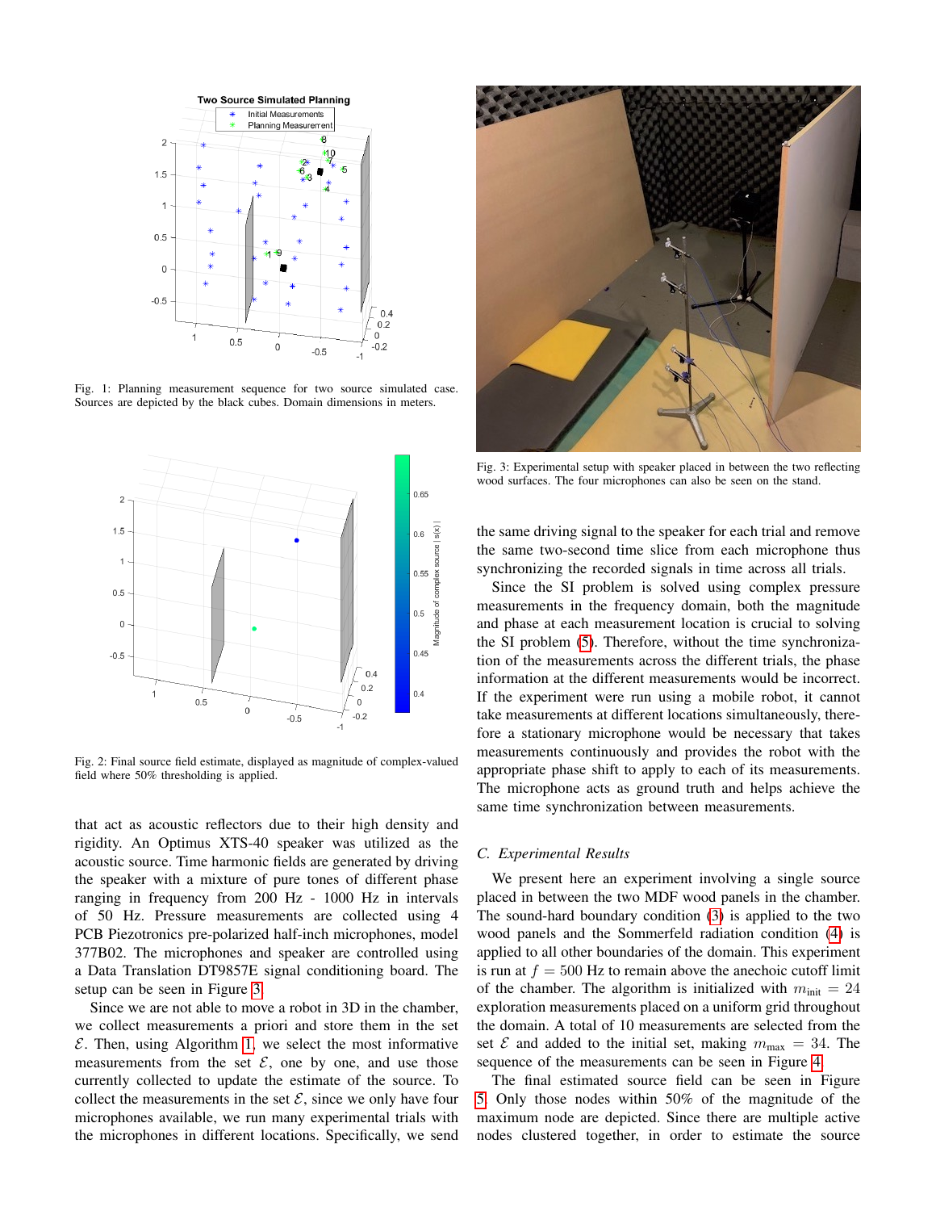Fig. 1: Planning measurement sequence for two source simulated case. Sources are depicted by the black cubes. Domain dimensions in meters.

Fig. 2: Final source field estimate, displayed as magnitude of complex-valued field where 50% thresholding is applied.

that act as acoustic reflectors due to their high density and rigidity. An Optimus XTS-40 speaker was utilized as the acoustic source. Time harmonic fields are generated by driving the speaker with a mixture of pure tones of different phase ranging in frequency from 200 Hz - 1000 Hz in intervals of 50 Hz. Pressure measurements are collected using 4 PCB Piezotronics pre-polarized half-inch microphones, model 377B02. The microphones and speaker are controlled using a Data Translation DT9857E signal conditioning board. The setup can be seen in Figure 3.

Since we are not able to move a robot in 3D in the chamber, we collect measurements a priori and store them in the set $\mathcal{E}$. Then, using Algorithm 1, we select the most informative measurements from the set $\mathcal{E}$, one by one, and use those currently collected to update the estimate of the source. To collect the measurements in the set $\mathcal{E}$, since we only have four microphones available, we run many experimental trials with the microphones in different locations. Specifically, we send

Fig. 3: Experimental setup with speaker placed in between the two reflecting wood surfaces. The four microphones can also be seen on the stand.

the same driving signal to the speaker for each trial and remove the same two-second time slice from each microphone thus synchronizing the recorded signals in time across all trials.

Since the SI problem is solved using complex pressure measurements in the frequency domain, both the magnitude and phase at each measurement location is crucial to solving the SI problem (5). Therefore, without the time synchronization of the measurements across the different trials, the phase information at the different measurements would be incorrect. If the experiment were run using a mobile robot, it cannot take measurements at different locations simultaneously, therefore a stationary microphone would be necessary that takes measurements continuously and provides the robot with the appropriate phase shift to apply to each of its measurements. The microphone acts as ground truth and helps achieve the same time synchronization between measurements.

### C. Experimental Results

We present here an experiment involving a single source placed in between the two MDF wood panels in the chamber. The sound-hard boundary condition (3) is applied to the two wood panels and the Sommerfeld radiation condition (4) is applied to all other boundaries of the domain. This experiment is run at $f = 500$ Hz to remain above the anechoic cutoff limit of the chamber. The algorithm is initialized with $m_{\text{init}} = 24$ exploration measurements placed on a uniform grid throughout the domain. A total of 10 measurements are selected from the set $\mathcal{E}$ and added to the initial set, making $m_{\text{max}} = 34$. The sequence of the measurements can be seen in Figure 4.

The final estimated source field can be seen in Figure 5. Only those nodes within 50% of the magnitude of the maximum node are depicted. Since there are multiple active nodes clustered together, in order to estimate the source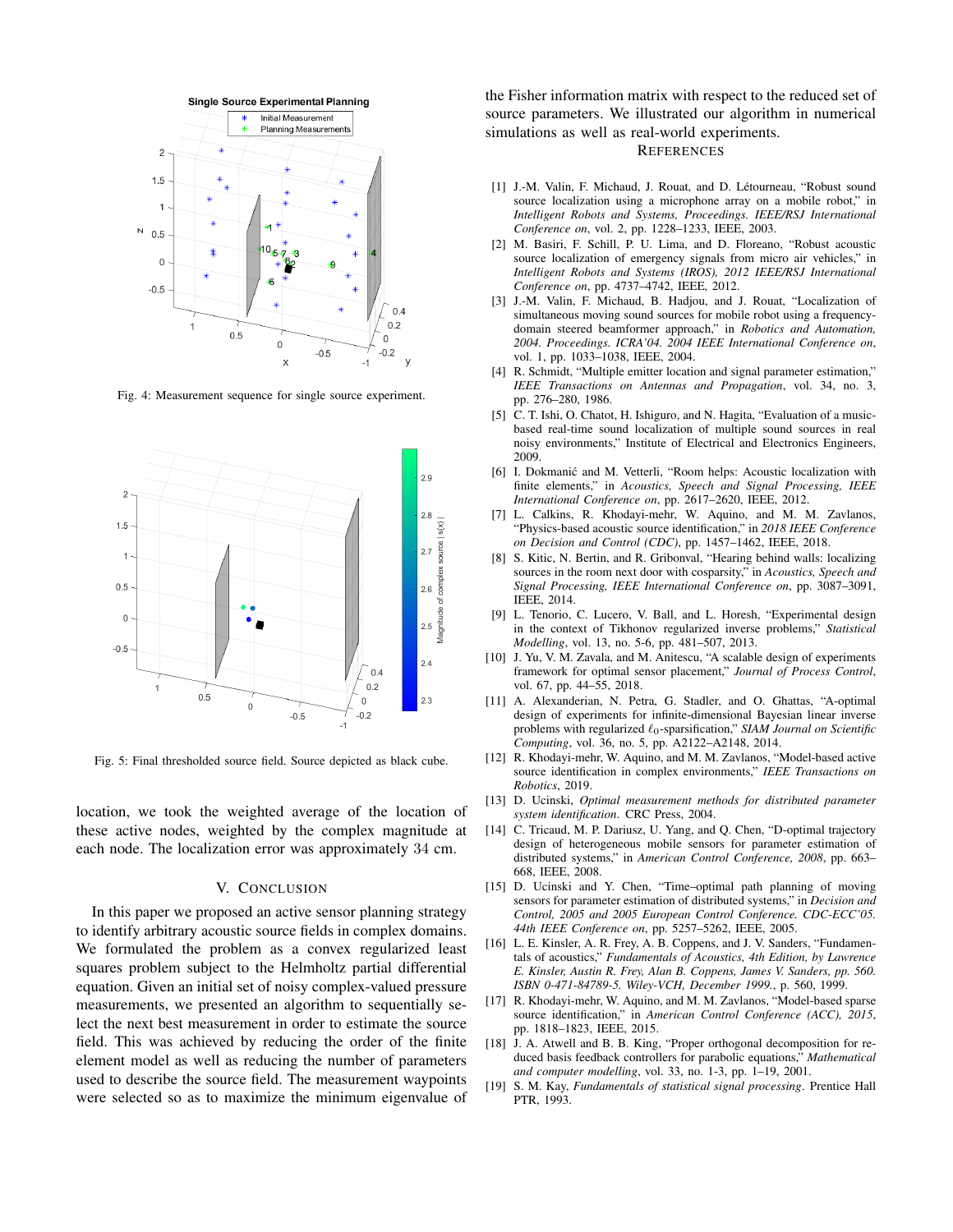Single Source Experimental Planning

Initial Measurement

Planning Measurements

Fig. 4: Measurement sequence for single source experiment.

Magnitude of complex source |s(x)|

Fig. 5: Final thresholded source field. Source depicted as black cube.

location, we took the weighted average of the location of these active nodes, weighted by the complex magnitude at each node. The localization error was approximately 34 cm.

## V. Conclusion

In this paper we proposed an active sensor planning strategy to identify arbitrary acoustic source fields in complex domains. We formulated the problem as a convex regularized least squares problem subject to the Helmholtz partial differential equation. Given an initial set of noisy complex-valued pressure measurements, we presented an algorithm to sequentially select the next best measurement in order to estimate the source field. This was achieved by reducing the order of the finite element model as well as reducing the number of parameters used to describe the source field. The measurement waypoints were selected so as to maximize the minimum eigenvalue of the Fisher information matrix with respect to the reduced set of source parameters. We illustrated our algorithm in numerical simulations as well as real-world experiments.

## References

[1] J.-M. Valin, F. Michaud, J. Rouat, and D. Létourneau, "Robust sound source localization using a microphone array on a mobile robot," in *Intelligent Robots and Systems, Proceedings. IEEE/RSJ International Conference on*, vol. 2, pp. 1228–1233, IEEE, 2003.

[2] M. Basiri, F. Schill, P. U. Lima, and D. Floreano, "Robust acoustic source localization of emergency signals from micro air vehicles," in *Intelligent Robots and Systems (IROS), 2012 IEEE/RSJ International Conference on*, pp. 4737–4742, IEEE, 2012.

[3] J.-M. Valin, F. Michaud, B. Hadjou, and J. Rouat, "Localization of simultaneous moving sound sources for mobile robot using a frequency-domain steered beamformer approach," in *Robotics and Automation, 2004. Proceedings. ICRA'04. 2004 IEEE International Conference on*, vol. 1, pp. 1033–1038, IEEE, 2004.

[4] R. Schmidt, "Multiple emitter location and signal parameter estimation," *IEEE Transactions on Antennas and Propagation*, vol. 34, no. 3, pp. 276–280, 1986.

[5] C. T. Ishi, O. Chatot, H. Ishiguro, and N. Hagita, "Evaluation of a music-based real-time sound localization of multiple sound sources in real noisy environments," Institute of Electrical and Electronics Engineers, 2009.

[6] I. Dokmanić and M. Vetterli, "Room helps: Acoustic localization with finite elements," in *Acoustics, Speech and Signal Processing, IEEE International Conference on*, pp. 2617–2620, IEEE, 2012.

[7] L. Calkins, R. Khodayi-mehr, W. Aquino, and M. M. Zavlanos, "Physics-based acoustic source identification," in *2018 IEEE Conference on Decision and Control (CDC)*, pp. 1457–1462, IEEE, 2018.

[8] S. Kitic, N. Bertin, and R. Gribonval, "Hearing behind walls: localizing sources in the room next door with cosparsity," in *Acoustics, Speech and Signal Processing, IEEE International Conference on*, pp. 3087–3091, IEEE, 2014.

[9] L. Tenorio, C. Lucero, V. Ball, and L. Horesh, "Experimental design in the context of Tikhonov regularized inverse problems," *Statistical Modelling*, vol. 13, no. 5-6, pp. 481–507, 2013.

[10] J. Yu, V. M. Zavala, and M. Anitescu, "A scalable design of experiments framework for optimal sensor placement," *Journal of Process Control*, vol. 67, pp. 44–55, 2018.

[11] A. Alexanderian, N. Petra, G. Stadler, and O. Ghattas, "A-optimal design of experiments for infinite-dimensional Bayesian linear inverse problems with regularized $\ell_0$-sparsification," *SIAM Journal on Scientific Computing*, vol. 36, no. 5, pp. A2122–A2148, 2014.

[12] R. Khodayi-mehr, W. Aquino, and M. M. Zavlanos, "Model-based active source identification in complex environments," *IEEE Transactions on Robotics*, 2019.

[13] D. Ucinski, *Optimal measurement methods for distributed parameter system identification*. CRC Press, 2004.

[14] C. Tricaud, M. P. Dariusz, U. Yang, and Q. Chen, "D-optimal trajectory design of heterogeneous mobile sensors for parameter estimation of distributed systems," in *American Control Conference, 2008*, pp. 663–668, IEEE, 2008.

[15] D. Ucinski and Y. Chen, "Time–optimal path planning of moving sensors for parameter estimation of distributed systems," in *Decision and Control, 2005 and 2005 European Control Conference. CDC-ECC'05. 44th IEEE Conference on*, pp. 5257–5262, IEEE, 2005.

[16] L. E. Kinsler, A. R. Frey, A. B. Coppens, and J. V. Sanders, "Fundamentals of acoustics," *Fundamentals of Acoustics, 4th Edition, by Lawrence E. Kinsler, Austin R. Frey, Alan B. Coppens, James V. Sanders, pp. 560. ISBN 0-471-84789-5. Wiley-VCH, December 1999.*, p. 560, 1999.

[17] R. Khodayi-mehr, W. Aquino, and M. M. Zavlanos, "Model-based sparse source identification," in *American Control Conference (ACC), 2015*, pp. 1818–1823, IEEE, 2015.

[18] J. A. Atwell and B. B. King, "Proper orthogonal decomposition for reduced basis feedback controllers for parabolic equations," *Mathematical and computer modelling*, vol. 33, no. 1-3, pp. 1–19, 2001.

[19] S. M. Kay, *Fundamentals of statistical signal processing*. Prentice Hall PTR, 1993.